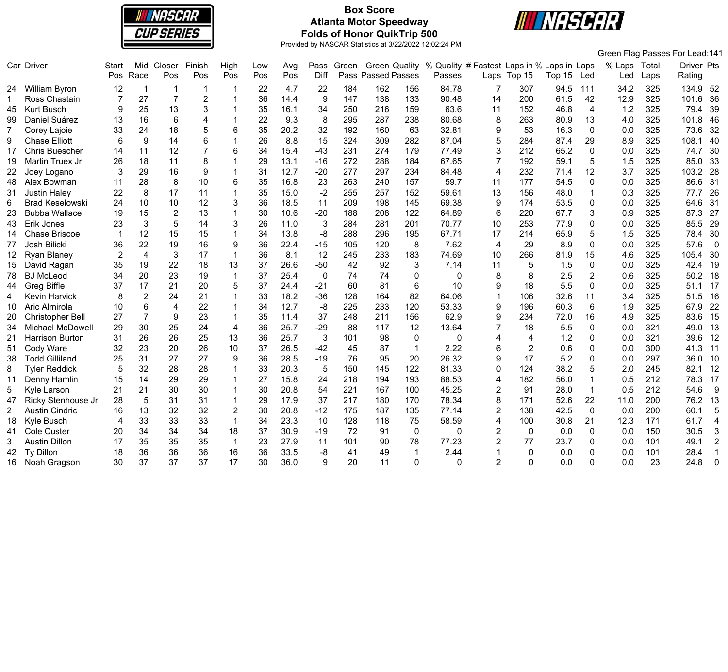# Box Score
## Atlanta Motor Speedway
## Folds of Honor QuikTrip 500

Provided by NASCAR Statistics at 3/22/2022 12:02:24 PM

Green Flag Passes For Lead:141

| Car | Driver | Start Pos | Mid Race | Closer Pos | Finish Pos | High Pos | Low Pos | Avg Pos | Pass Diff | Green Pass | Green Passed | Quality Passes | % Quality Passes | # Fastest Laps | Laps in Top 15 | % Laps in Top 15 | Laps Led | % Laps Led | Total Laps | Driver Rating | Pts |
|---|---|---|---|---|---|---|---|---|---|---|---|---|---|---|---|---|---|---|---|---|---|
| 24 | William Byron | 12 | 1 | 1 | 1 | 1 | 22 | 4.7 | 22 | 184 | 162 | 156 | 84.78 | 7 | 307 | 94.5 | 111 | 34.2 | 325 | 134.9 | 52 |
| 1 | Ross Chastain | 7 | 27 | 7 | 2 | 1 | 36 | 14.4 | 9 | 147 | 138 | 133 | 90.48 | 14 | 200 | 61.5 | 42 | 12.9 | 325 | 101.6 | 36 |
| 45 | Kurt Busch | 9 | 25 | 13 | 3 | 1 | 35 | 16.1 | 34 | 250 | 216 | 159 | 63.6 | 11 | 152 | 46.8 | 4 | 1.2 | 325 | 79.4 | 39 |
| 99 | Daniel Suárez | 13 | 16 | 6 | 4 | 1 | 22 | 9.3 | 8 | 295 | 287 | 238 | 80.68 | 8 | 263 | 80.9 | 13 | 4.0 | 325 | 101.8 | 46 |
| 7 | Corey Lajoie | 33 | 24 | 18 | 5 | 6 | 35 | 20.2 | 32 | 192 | 160 | 63 | 32.81 | 9 | 53 | 16.3 | 0 | 0.0 | 325 | 73.6 | 32 |
| 9 | Chase Elliott | 6 | 9 | 14 | 6 | 1 | 26 | 8.8 | 15 | 324 | 309 | 282 | 87.04 | 5 | 284 | 87.4 | 29 | 8.9 | 325 | 108.1 | 40 |
| 17 | Chris Buescher | 14 | 11 | 12 | 7 | 6 | 34 | 15.4 | -43 | 231 | 274 | 179 | 77.49 | 3 | 212 | 65.2 | 0 | 0.0 | 325 | 74.7 | 30 |
| 19 | Martin Truex Jr | 26 | 18 | 11 | 8 | 1 | 29 | 13.1 | -16 | 272 | 288 | 184 | 67.65 | 7 | 192 | 59.1 | 5 | 1.5 | 325 | 85.0 | 33 |
| 22 | Joey Logano | 3 | 29 | 16 | 9 | 1 | 31 | 12.7 | -20 | 277 | 297 | 234 | 84.48 | 4 | 232 | 71.4 | 12 | 3.7 | 325 | 103.2 | 28 |
| 48 | Alex Bowman | 11 | 28 | 8 | 10 | 6 | 35 | 16.8 | 23 | 263 | 240 | 157 | 59.7 | 11 | 177 | 54.5 | 0 | 0.0 | 325 | 86.6 | 31 |
| 31 | Justin Haley | 22 | 8 | 17 | 11 | 1 | 35 | 15.0 | -2 | 255 | 257 | 152 | 59.61 | 13 | 156 | 48.0 | 1 | 0.3 | 325 | 77.7 | 26 |
| 6 | Brad Keselowski | 24 | 10 | 10 | 12 | 3 | 36 | 18.5 | 11 | 209 | 198 | 145 | 69.38 | 9 | 174 | 53.5 | 0 | 0.0 | 325 | 64.6 | 31 |
| 23 | Bubba Wallace | 19 | 15 | 2 | 13 | 1 | 30 | 10.6 | -20 | 188 | 208 | 122 | 64.89 | 6 | 220 | 67.7 | 3 | 0.9 | 325 | 87.3 | 27 |
| 43 | Erik Jones | 23 | 3 | 5 | 14 | 3 | 26 | 11.0 | 3 | 284 | 281 | 201 | 70.77 | 10 | 253 | 77.9 | 0 | 0.0 | 325 | 85.5 | 29 |
| 14 | Chase Briscoe | 1 | 12 | 15 | 15 | 1 | 34 | 13.8 | -8 | 288 | 296 | 195 | 67.71 | 17 | 214 | 65.9 | 5 | 1.5 | 325 | 78.4 | 30 |
| 77 | Josh Bilicki | 36 | 22 | 19 | 16 | 9 | 36 | 22.4 | -15 | 105 | 120 | 8 | 7.62 | 4 | 29 | 8.9 | 0 | 0.0 | 325 | 57.6 | 0 |
| 12 | Ryan Blaney | 2 | 4 | 3 | 17 | 1 | 36 | 8.1 | 12 | 245 | 233 | 183 | 74.69 | 10 | 266 | 81.9 | 15 | 4.6 | 325 | 105.4 | 30 |
| 15 | David Ragan | 35 | 19 | 22 | 18 | 13 | 37 | 26.6 | -50 | 42 | 92 | 3 | 7.14 | 11 | 5 | 1.5 | 0 | 0.0 | 325 | 42.4 | 19 |
| 78 | BJ McLeod | 34 | 20 | 23 | 19 | 1 | 37 | 25.4 | 0 | 74 | 74 | 0 | 0 | 8 | 8 | 2.5 | 2 | 0.6 | 325 | 50.2 | 18 |
| 44 | Greg Biffle | 37 | 17 | 21 | 20 | 5 | 37 | 24.4 | -21 | 60 | 81 | 6 | 10 | 9 | 18 | 5.5 | 0 | 0.0 | 325 | 51.1 | 17 |
| 4 | Kevin Harvick | 8 | 2 | 24 | 21 | 1 | 33 | 18.2 | -36 | 128 | 164 | 82 | 64.06 | 1 | 106 | 32.6 | 11 | 3.4 | 325 | 51.5 | 16 |
| 10 | Aric Almirola | 10 | 6 | 4 | 22 | 1 | 34 | 12.7 | -8 | 225 | 233 | 120 | 53.33 | 9 | 196 | 60.3 | 6 | 1.9 | 325 | 67.9 | 22 |
| 20 | Christopher Bell | 27 | 7 | 9 | 23 | 1 | 35 | 11.4 | 37 | 248 | 211 | 156 | 62.9 | 9 | 234 | 72.0 | 16 | 4.9 | 325 | 83.6 | 15 |
| 34 | Michael McDowell | 29 | 30 | 25 | 24 | 4 | 36 | 25.7 | -29 | 88 | 117 | 12 | 13.64 | 7 | 18 | 5.5 | 0 | 0.0 | 321 | 49.0 | 13 |
| 21 | Harrison Burton | 31 | 26 | 26 | 25 | 13 | 36 | 25.7 | 3 | 101 | 98 | 0 | 0 | 4 | 4 | 1.2 | 0 | 0.0 | 321 | 39.6 | 12 |
| 51 | Cody Ware | 32 | 23 | 20 | 26 | 10 | 37 | 26.5 | -42 | 45 | 87 | 1 | 2.22 | 6 | 2 | 0.6 | 0 | 0.0 | 300 | 41.3 | 11 |
| 38 | Todd Gilliland | 25 | 31 | 27 | 27 | 9 | 36 | 28.5 | -19 | 76 | 95 | 20 | 26.32 | 9 | 17 | 5.2 | 0 | 0.0 | 297 | 36.0 | 10 |
| 8 | Tyler Reddick | 5 | 32 | 28 | 28 | 1 | 33 | 20.3 | 5 | 150 | 145 | 122 | 81.33 | 0 | 124 | 38.2 | 5 | 2.0 | 245 | 82.1 | 12 |
| 11 | Denny Hamlin | 15 | 14 | 29 | 29 | 1 | 27 | 15.8 | 24 | 218 | 194 | 193 | 88.53 | 4 | 182 | 56.0 | 1 | 0.5 | 212 | 78.3 | 17 |
| 5 | Kyle Larson | 21 | 21 | 30 | 30 | 1 | 30 | 20.8 | 54 | 221 | 167 | 100 | 45.25 | 2 | 91 | 28.0 | 1 | 0.5 | 212 | 54.6 | 9 |
| 47 | Ricky Stenhouse Jr | 28 | 5 | 31 | 31 | 1 | 29 | 17.9 | 37 | 217 | 180 | 170 | 78.34 | 8 | 171 | 52.6 | 22 | 11.0 | 200 | 76.2 | 13 |
| 2 | Austin Cindric | 16 | 13 | 32 | 32 | 2 | 30 | 20.8 | -12 | 175 | 187 | 135 | 77.14 | 2 | 138 | 42.5 | 0 | 0.0 | 200 | 60.1 | 5 |
| 18 | Kyle Busch | 4 | 33 | 33 | 33 | 1 | 34 | 23.3 | 10 | 128 | 118 | 75 | 58.59 | 4 | 100 | 30.8 | 21 | 12.3 | 171 | 61.7 | 4 |
| 41 | Cole Custer | 20 | 34 | 34 | 34 | 18 | 37 | 30.9 | -19 | 72 | 91 | 0 | 0 | 2 | 0 | 0.0 | 0 | 0.0 | 150 | 30.5 | 3 |
| 3 | Austin Dillon | 17 | 35 | 35 | 35 | 1 | 23 | 27.9 | 11 | 101 | 90 | 78 | 77.23 | 2 | 77 | 23.7 | 0 | 0.0 | 101 | 49.1 | 2 |
| 42 | Ty Dillon | 18 | 36 | 36 | 36 | 16 | 36 | 33.5 | -8 | 41 | 49 | 1 | 2.44 | 1 | 0 | 0.0 | 0 | 0.0 | 101 | 28.4 | 1 |
| 16 | Noah Gragson | 30 | 37 | 37 | 37 | 17 | 30 | 36.0 | 9 | 20 | 11 | 0 | 0 | 2 | 0 | 0.0 | 0 | 0.0 | 23 | 24.8 | 0 |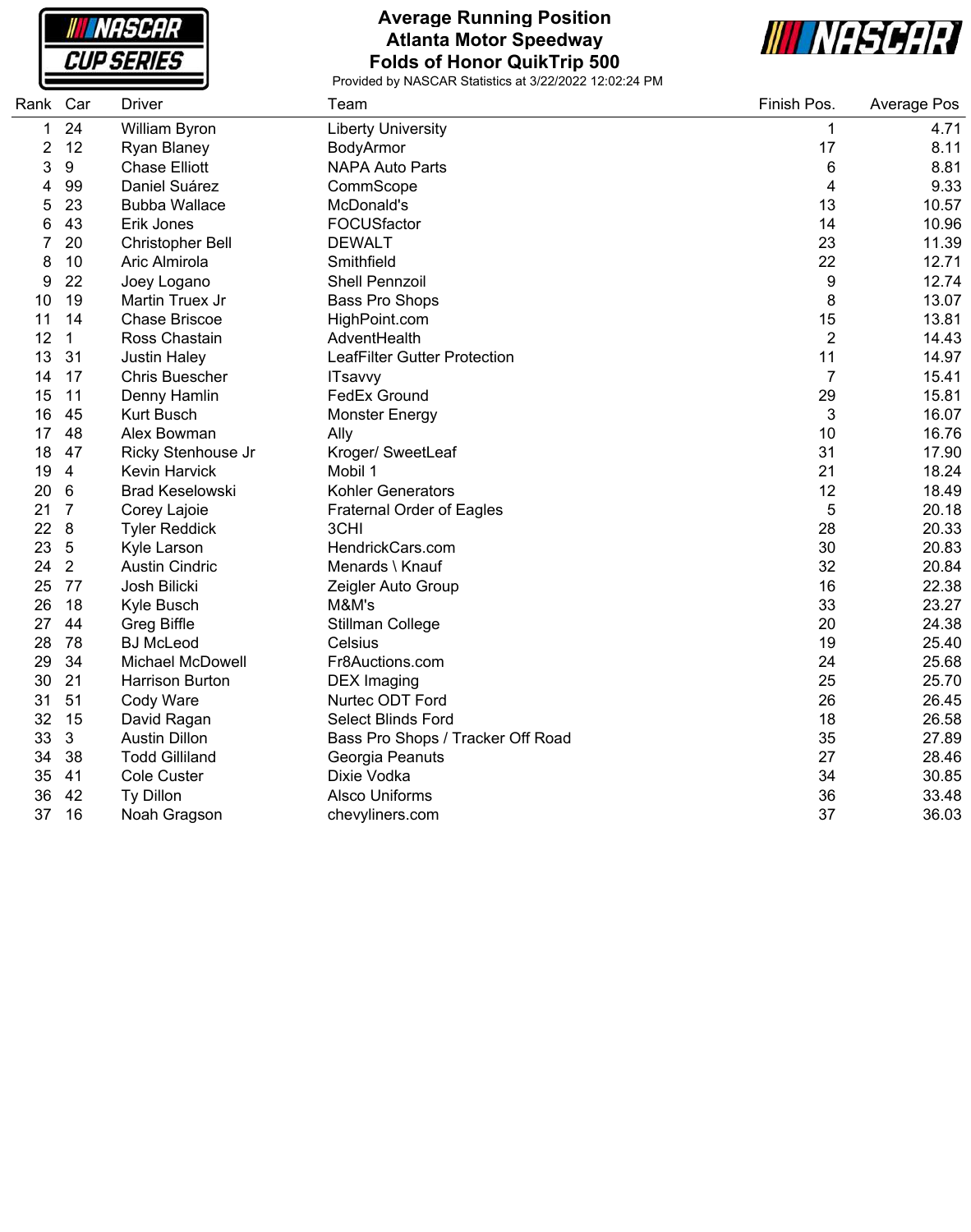# Average Running Position
## Atlanta Motor Speedway
## Folds of Honor QuikTrip 500

Provided by NASCAR Statistics at 3/22/2022 12:02:24 PM

| Rank | Car | Driver | Team | Finish Pos. | Average Pos |
|---|---|---|---|---|---|
| 1 | 24 | William Byron | Liberty University | 1 | 4.71 |
| 2 | 12 | Ryan Blaney | BodyArmor | 17 | 8.11 |
| 3 | 9 | Chase Elliott | NAPA Auto Parts | 6 | 8.81 |
| 4 | 99 | Daniel Suárez | CommScope | 4 | 9.33 |
| 5 | 23 | Bubba Wallace | McDonald's | 13 | 10.57 |
| 6 | 43 | Erik Jones | FOCUSfactor | 14 | 10.96 |
| 7 | 20 | Christopher Bell | DEWALT | 23 | 11.39 |
| 8 | 10 | Aric Almirola | Smithfield | 22 | 12.71 |
| 9 | 22 | Joey Logano | Shell Pennzoil | 9 | 12.74 |
| 10 | 19 | Martin Truex Jr | Bass Pro Shops | 8 | 13.07 |
| 11 | 14 | Chase Briscoe | HighPoint.com | 15 | 13.81 |
| 12 | 1 | Ross Chastain | AdventHealth | 2 | 14.43 |
| 13 | 31 | Justin Haley | LeafFilter Gutter Protection | 11 | 14.97 |
| 14 | 17 | Chris Buescher | ITsavvy | 7 | 15.41 |
| 15 | 11 | Denny Hamlin | FedEx Ground | 29 | 15.81 |
| 16 | 45 | Kurt Busch | Monster Energy | 3 | 16.07 |
| 17 | 48 | Alex Bowman | Ally | 10 | 16.76 |
| 18 | 47 | Ricky Stenhouse Jr | Kroger/ SweetLeaf | 31 | 17.90 |
| 19 | 4 | Kevin Harvick | Mobil 1 | 21 | 18.24 |
| 20 | 6 | Brad Keselowski | Kohler Generators | 12 | 18.49 |
| 21 | 7 | Corey Lajoie | Fraternal Order of Eagles | 5 | 20.18 |
| 22 | 8 | Tyler Reddick | 3CHI | 28 | 20.33 |
| 23 | 5 | Kyle Larson | HendrickCars.com | 30 | 20.83 |
| 24 | 2 | Austin Cindric | Menards \ Knauf | 32 | 20.84 |
| 25 | 77 | Josh Bilicki | Zeigler Auto Group | 16 | 22.38 |
| 26 | 18 | Kyle Busch | M&M's | 33 | 23.27 |
| 27 | 44 | Greg Biffle | Stillman College | 20 | 24.38 |
| 28 | 78 | BJ McLeod | Celsius | 19 | 25.40 |
| 29 | 34 | Michael McDowell | Fr8Auctions.com | 24 | 25.68 |
| 30 | 21 | Harrison Burton | DEX Imaging | 25 | 25.70 |
| 31 | 51 | Cody Ware | Nurtec ODT Ford | 26 | 26.45 |
| 32 | 15 | David Ragan | Select Blinds Ford | 18 | 26.58 |
| 33 | 3 | Austin Dillon | Bass Pro Shops / Tracker Off Road | 35 | 27.89 |
| 34 | 38 | Todd Gilliland | Georgia Peanuts | 27 | 28.46 |
| 35 | 41 | Cole Custer | Dixie Vodka | 34 | 30.85 |
| 36 | 42 | Ty Dillon | Alsco Uniforms | 36 | 33.48 |
| 37 | 16 | Noah Gragson | chevyliners.com | 37 | 36.03 |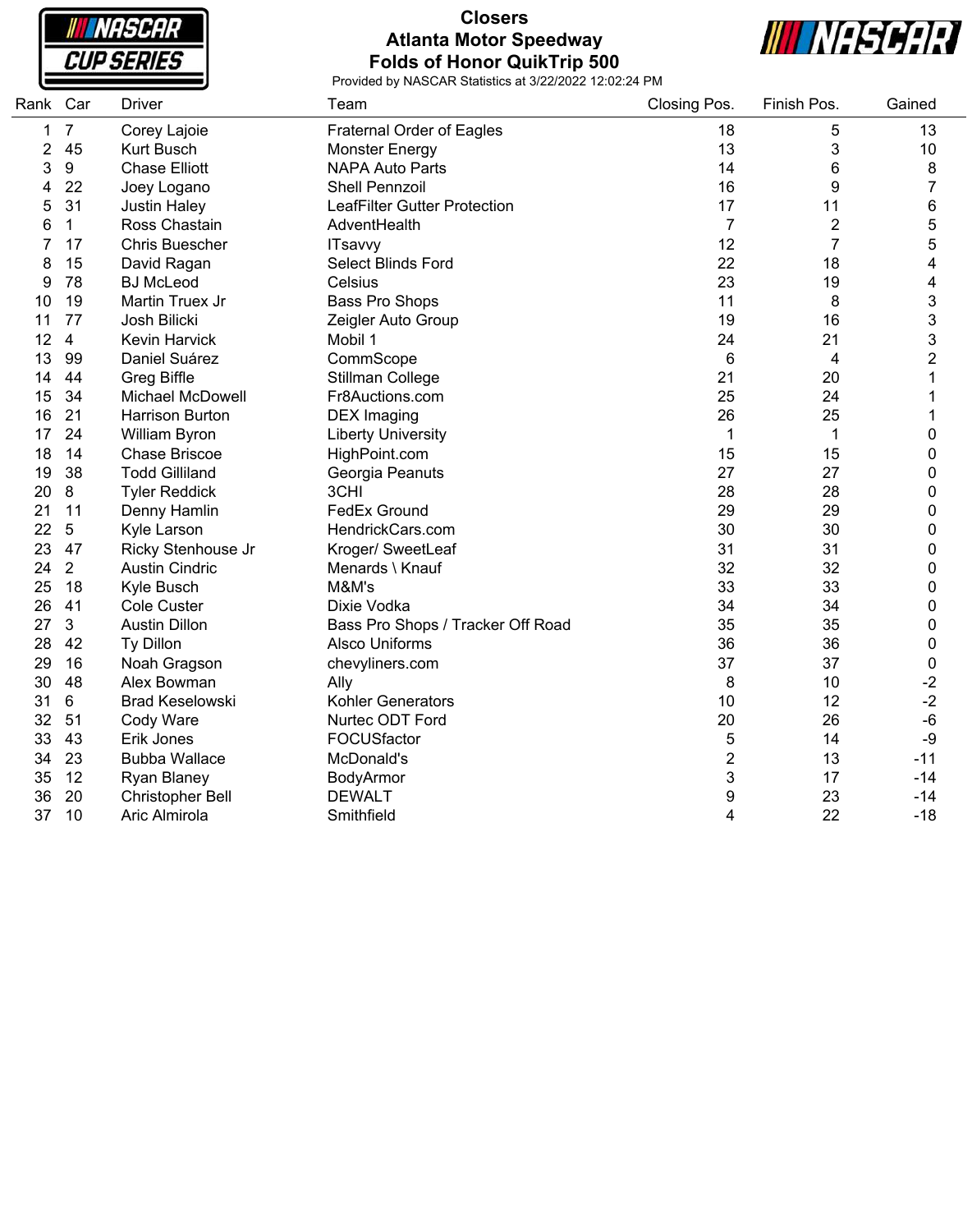# Closers

## Atlanta Motor Speedway

## Folds of Honor QuikTrip 500

Provided by NASCAR Statistics at 3/22/2022 12:02:24 PM

| Rank | Car | Driver | Team | Closing Pos. | Finish Pos. | Gained |
|---|---|---|---|---|---|---|
| 1 | 7 | Corey Lajoie | Fraternal Order of Eagles | 18 | 5 | 13 |
| 2 | 45 | Kurt Busch | Monster Energy | 13 | 3 | 10 |
| 3 | 9 | Chase Elliott | NAPA Auto Parts | 14 | 6 | 8 |
| 4 | 22 | Joey Logano | Shell Pennzoil | 16 | 9 | 7 |
| 5 | 31 | Justin Haley | LeafFilter Gutter Protection | 17 | 11 | 6 |
| 6 | 1 | Ross Chastain | AdventHealth | 7 | 2 | 5 |
| 7 | 17 | Chris Buescher | ITsavvy | 12 | 7 | 5 |
| 8 | 15 | David Ragan | Select Blinds Ford | 22 | 18 | 4 |
| 9 | 78 | BJ McLeod | Celsius | 23 | 19 | 4 |
| 10 | 19 | Martin Truex Jr | Bass Pro Shops | 11 | 8 | 3 |
| 11 | 77 | Josh Bilicki | Zeigler Auto Group | 19 | 16 | 3 |
| 12 | 4 | Kevin Harvick | Mobil 1 | 24 | 21 | 3 |
| 13 | 99 | Daniel Suárez | CommScope | 6 | 4 | 2 |
| 14 | 44 | Greg Biffle | Stillman College | 21 | 20 | 1 |
| 15 | 34 | Michael McDowell | Fr8Auctions.com | 25 | 24 | 1 |
| 16 | 21 | Harrison Burton | DEX Imaging | 26 | 25 | 1 |
| 17 | 24 | William Byron | Liberty University | 1 | 1 | 0 |
| 18 | 14 | Chase Briscoe | HighPoint.com | 15 | 15 | 0 |
| 19 | 38 | Todd Gilliland | Georgia Peanuts | 27 | 27 | 0 |
| 20 | 8 | Tyler Reddick | 3CHI | 28 | 28 | 0 |
| 21 | 11 | Denny Hamlin | FedEx Ground | 29 | 29 | 0 |
| 22 | 5 | Kyle Larson | HendrickCars.com | 30 | 30 | 0 |
| 23 | 47 | Ricky Stenhouse Jr | Kroger/ SweetLeaf | 31 | 31 | 0 |
| 24 | 2 | Austin Cindric | Menards \ Knauf | 32 | 32 | 0 |
| 25 | 18 | Kyle Busch | M&M's | 33 | 33 | 0 |
| 26 | 41 | Cole Custer | Dixie Vodka | 34 | 34 | 0 |
| 27 | 3 | Austin Dillon | Bass Pro Shops / Tracker Off Road | 35 | 35 | 0 |
| 28 | 42 | Ty Dillon | Alsco Uniforms | 36 | 36 | 0 |
| 29 | 16 | Noah Gragson | chevyliners.com | 37 | 37 | 0 |
| 30 | 48 | Alex Bowman | Ally | 8 | 10 | -2 |
| 31 | 6 | Brad Keselowski | Kohler Generators | 10 | 12 | -2 |
| 32 | 51 | Cody Ware | Nurtec ODT Ford | 20 | 26 | -6 |
| 33 | 43 | Erik Jones | FOCUSfactor | 5 | 14 | -9 |
| 34 | 23 | Bubba Wallace | McDonald's | 2 | 13 | -11 |
| 35 | 12 | Ryan Blaney | BodyArmor | 3 | 17 | -14 |
| 36 | 20 | Christopher Bell | DEWALT | 9 | 23 | -14 |
| 37 | 10 | Aric Almirola | Smithfield | 4 | 22 | -18 |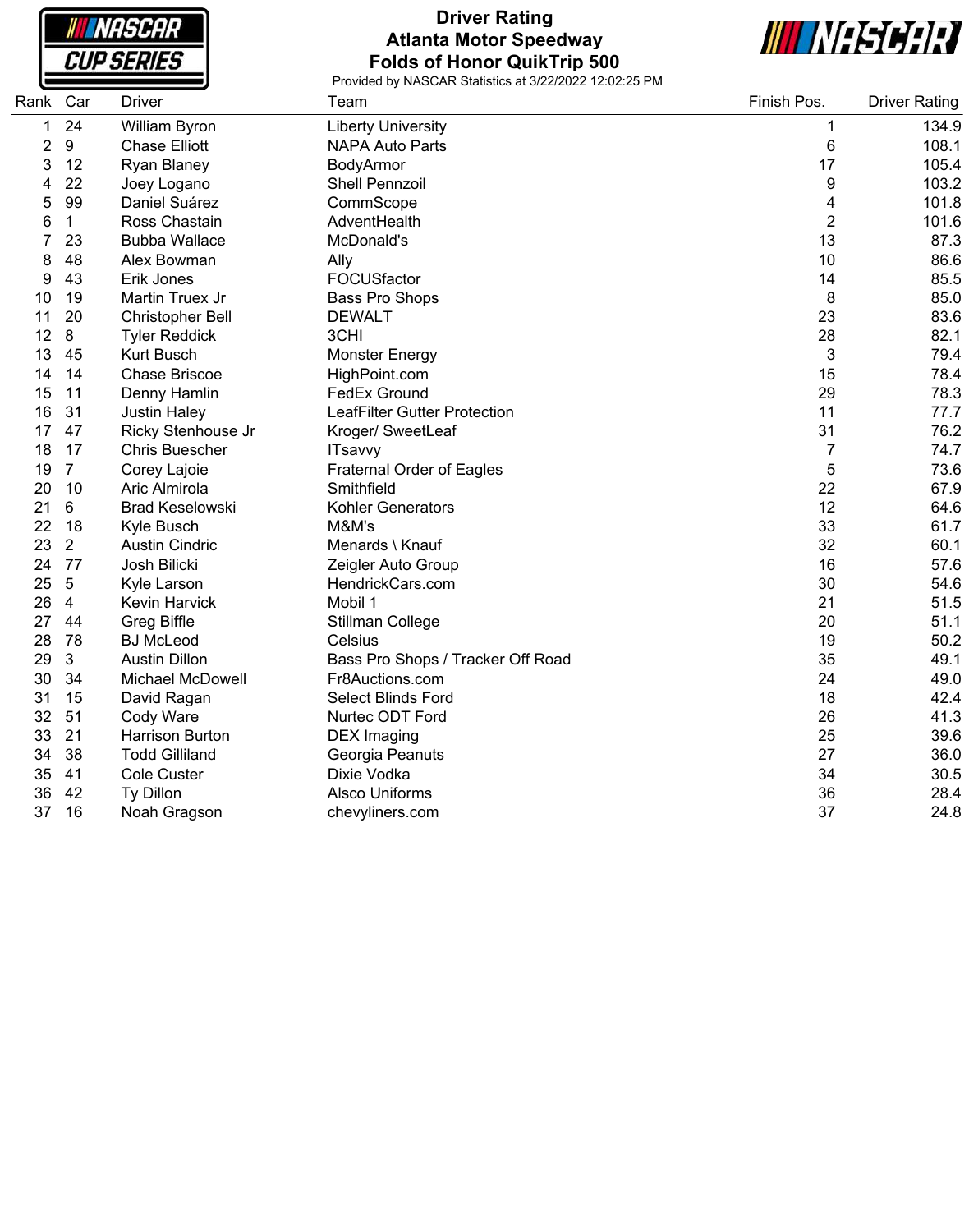# Driver Rating
## Atlanta Motor Speedway
## Folds of Honor QuikTrip 500

Provided by NASCAR Statistics at 3/22/2022 12:02:25 PM

| Rank | Car | Driver | Team | Finish Pos. | Driver Rating |
|---|---|---|---|---|---|
| 1 | 24 | William Byron | Liberty University | 1 | 134.9 |
| 2 | 9 | Chase Elliott | NAPA Auto Parts | 6 | 108.1 |
| 3 | 12 | Ryan Blaney | BodyArmor | 17 | 105.4 |
| 4 | 22 | Joey Logano | Shell Pennzoil | 9 | 103.2 |
| 5 | 99 | Daniel Suárez | CommScope | 4 | 101.8 |
| 6 | 1 | Ross Chastain | AdventHealth | 2 | 101.6 |
| 7 | 23 | Bubba Wallace | McDonald's | 13 | 87.3 |
| 8 | 48 | Alex Bowman | Ally | 10 | 86.6 |
| 9 | 43 | Erik Jones | FOCUSfactor | 14 | 85.5 |
| 10 | 19 | Martin Truex Jr | Bass Pro Shops | 8 | 85.0 |
| 11 | 20 | Christopher Bell | DEWALT | 23 | 83.6 |
| 12 | 8 | Tyler Reddick | 3CHI | 28 | 82.1 |
| 13 | 45 | Kurt Busch | Monster Energy | 3 | 79.4 |
| 14 | 14 | Chase Briscoe | HighPoint.com | 15 | 78.4 |
| 15 | 11 | Denny Hamlin | FedEx Ground | 29 | 78.3 |
| 16 | 31 | Justin Haley | LeafFilter Gutter Protection | 11 | 77.7 |
| 17 | 47 | Ricky Stenhouse Jr | Kroger/ SweetLeaf | 31 | 76.2 |
| 18 | 17 | Chris Buescher | ITsavvy | 7 | 74.7 |
| 19 | 7 | Corey Lajoie | Fraternal Order of Eagles | 5 | 73.6 |
| 20 | 10 | Aric Almirola | Smithfield | 22 | 67.9 |
| 21 | 6 | Brad Keselowski | Kohler Generators | 12 | 64.6 |
| 22 | 18 | Kyle Busch | M&M's | 33 | 61.7 |
| 23 | 2 | Austin Cindric | Menards \ Knauf | 32 | 60.1 |
| 24 | 77 | Josh Bilicki | Zeigler Auto Group | 16 | 57.6 |
| 25 | 5 | Kyle Larson | HendrickCars.com | 30 | 54.6 |
| 26 | 4 | Kevin Harvick | Mobil 1 | 21 | 51.5 |
| 27 | 44 | Greg Biffle | Stillman College | 20 | 51.1 |
| 28 | 78 | BJ McLeod | Celsius | 19 | 50.2 |
| 29 | 3 | Austin Dillon | Bass Pro Shops / Tracker Off Road | 35 | 49.1 |
| 30 | 34 | Michael McDowell | Fr8Auctions.com | 24 | 49.0 |
| 31 | 15 | David Ragan | Select Blinds Ford | 18 | 42.4 |
| 32 | 51 | Cody Ware | Nurtec ODT Ford | 26 | 41.3 |
| 33 | 21 | Harrison Burton | DEX Imaging | 25 | 39.6 |
| 34 | 38 | Todd Gilliland | Georgia Peanuts | 27 | 36.0 |
| 35 | 41 | Cole Custer | Dixie Vodka | 34 | 30.5 |
| 36 | 42 | Ty Dillon | Alsco Uniforms | 36 | 28.4 |
| 37 | 16 | Noah Gragson | chevyliners.com | 37 | 24.8 |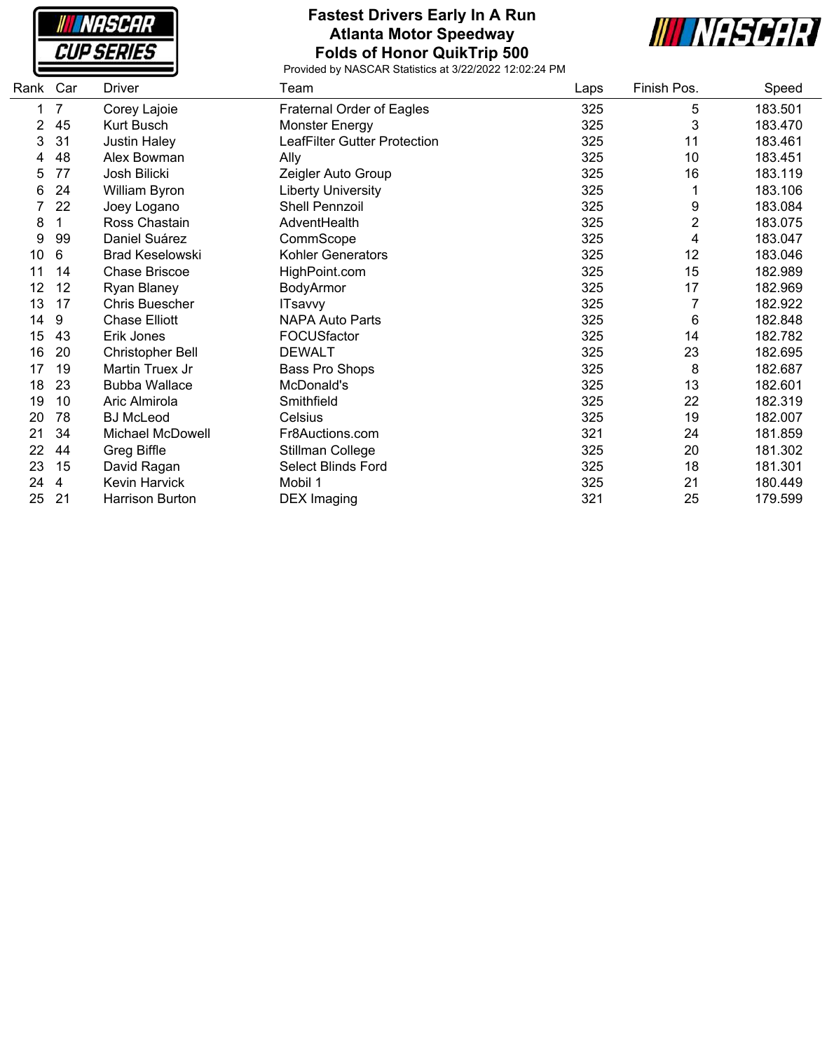# Fastest Drivers Early In A Run
## Atlanta Motor Speedway
## Folds of Honor QuikTrip 500

Provided by NASCAR Statistics at 3/22/2022 12:02:24 PM

| Rank | Car | Driver | Team | Laps | Finish Pos. | Speed |
|---|---|---|---|---|---|---|
| 1 | 7 | Corey Lajoie | Fraternal Order of Eagles | 325 | 5 | 183.501 |
| 2 | 45 | Kurt Busch | Monster Energy | 325 | 3 | 183.470 |
| 3 | 31 | Justin Haley | LeafFilter Gutter Protection | 325 | 11 | 183.461 |
| 4 | 48 | Alex Bowman | Ally | 325 | 10 | 183.451 |
| 5 | 77 | Josh Bilicki | Zeigler Auto Group | 325 | 16 | 183.119 |
| 6 | 24 | William Byron | Liberty University | 325 | 1 | 183.106 |
| 7 | 22 | Joey Logano | Shell Pennzoil | 325 | 9 | 183.084 |
| 8 | 1 | Ross Chastain | AdventHealth | 325 | 2 | 183.075 |
| 9 | 99 | Daniel Suárez | CommScope | 325 | 4 | 183.047 |
| 10 | 6 | Brad Keselowski | Kohler Generators | 325 | 12 | 183.046 |
| 11 | 14 | Chase Briscoe | HighPoint.com | 325 | 15 | 182.989 |
| 12 | 12 | Ryan Blaney | BodyArmor | 325 | 17 | 182.969 |
| 13 | 17 | Chris Buescher | ITsavvy | 325 | 7 | 182.922 |
| 14 | 9 | Chase Elliott | NAPA Auto Parts | 325 | 6 | 182.848 |
| 15 | 43 | Erik Jones | FOCUSfactor | 325 | 14 | 182.782 |
| 16 | 20 | Christopher Bell | DEWALT | 325 | 23 | 182.695 |
| 17 | 19 | Martin Truex Jr | Bass Pro Shops | 325 | 8 | 182.687 |
| 18 | 23 | Bubba Wallace | McDonald's | 325 | 13 | 182.601 |
| 19 | 10 | Aric Almirola | Smithfield | 325 | 22 | 182.319 |
| 20 | 78 | BJ McLeod | Celsius | 325 | 19 | 182.007 |
| 21 | 34 | Michael McDowell | Fr8Auctions.com | 321 | 24 | 181.859 |
| 22 | 44 | Greg Biffle | Stillman College | 325 | 20 | 181.302 |
| 23 | 15 | David Ragan | Select Blinds Ford | 325 | 18 | 181.301 |
| 24 | 4 | Kevin Harvick | Mobil 1 | 325 | 21 | 180.449 |
| 25 | 21 | Harrison Burton | DEX Imaging | 321 | 25 | 179.599 |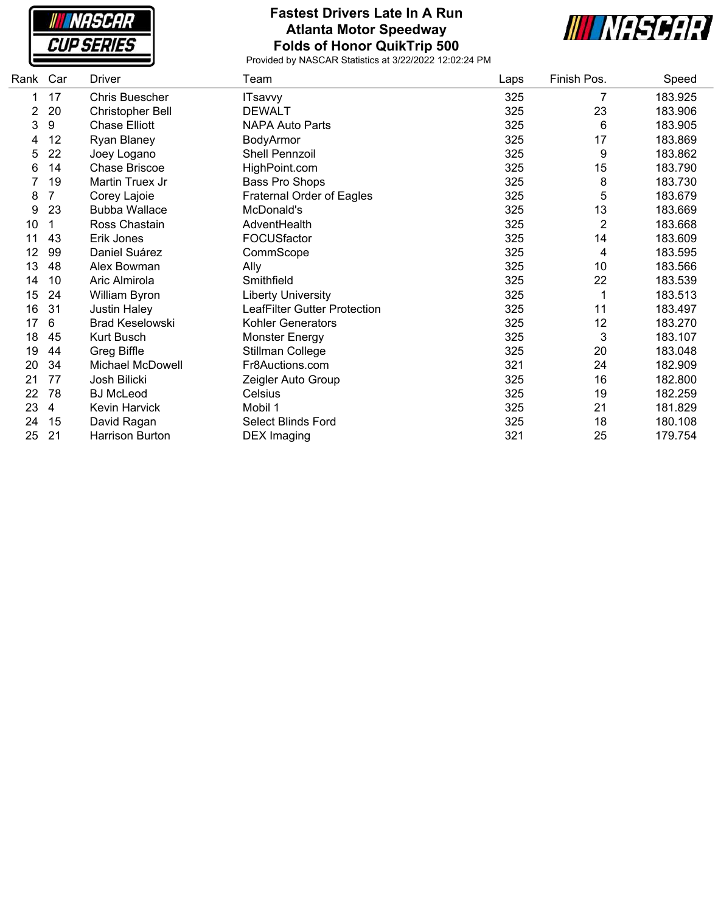# Fastest Drivers Late In A Run
## Atlanta Motor Speedway
## Folds of Honor QuikTrip 500

Provided by NASCAR Statistics at 3/22/2022 12:02:24 PM

| Rank | Car | Driver | Team | Laps | Finish Pos. | Speed |
|---|---|---|---|---|---|---|
| 1 | 17 | Chris Buescher | ITsavvy | 325 | 7 | 183.925 |
| 2 | 20 | Christopher Bell | DEWALT | 325 | 23 | 183.906 |
| 3 | 9 | Chase Elliott | NAPA Auto Parts | 325 | 6 | 183.905 |
| 4 | 12 | Ryan Blaney | BodyArmor | 325 | 17 | 183.869 |
| 5 | 22 | Joey Logano | Shell Pennzoil | 325 | 9 | 183.862 |
| 6 | 14 | Chase Briscoe | HighPoint.com | 325 | 15 | 183.790 |
| 7 | 19 | Martin Truex Jr | Bass Pro Shops | 325 | 8 | 183.730 |
| 8 | 7 | Corey Lajoie | Fraternal Order of Eagles | 325 | 5 | 183.679 |
| 9 | 23 | Bubba Wallace | McDonald's | 325 | 13 | 183.669 |
| 10 | 1 | Ross Chastain | AdventHealth | 325 | 2 | 183.668 |
| 11 | 43 | Erik Jones | FOCUSfactor | 325 | 14 | 183.609 |
| 12 | 99 | Daniel Suárez | CommScope | 325 | 4 | 183.595 |
| 13 | 48 | Alex Bowman | Ally | 325 | 10 | 183.566 |
| 14 | 10 | Aric Almirola | Smithfield | 325 | 22 | 183.539 |
| 15 | 24 | William Byron | Liberty University | 325 | 1 | 183.513 |
| 16 | 31 | Justin Haley | LeafFilter Gutter Protection | 325 | 11 | 183.497 |
| 17 | 6 | Brad Keselowski | Kohler Generators | 325 | 12 | 183.270 |
| 18 | 45 | Kurt Busch | Monster Energy | 325 | 3 | 183.107 |
| 19 | 44 | Greg Biffle | Stillman College | 325 | 20 | 183.048 |
| 20 | 34 | Michael McDowell | Fr8Auctions.com | 321 | 24 | 182.909 |
| 21 | 77 | Josh Bilicki | Zeigler Auto Group | 325 | 16 | 182.800 |
| 22 | 78 | BJ McLeod | Celsius | 325 | 19 | 182.259 |
| 23 | 4 | Kevin Harvick | Mobil 1 | 325 | 21 | 181.829 |
| 24 | 15 | David Ragan | Select Blinds Ford | 325 | 18 | 180.108 |
| 25 | 21 | Harrison Burton | DEX Imaging | 321 | 25 | 179.754 |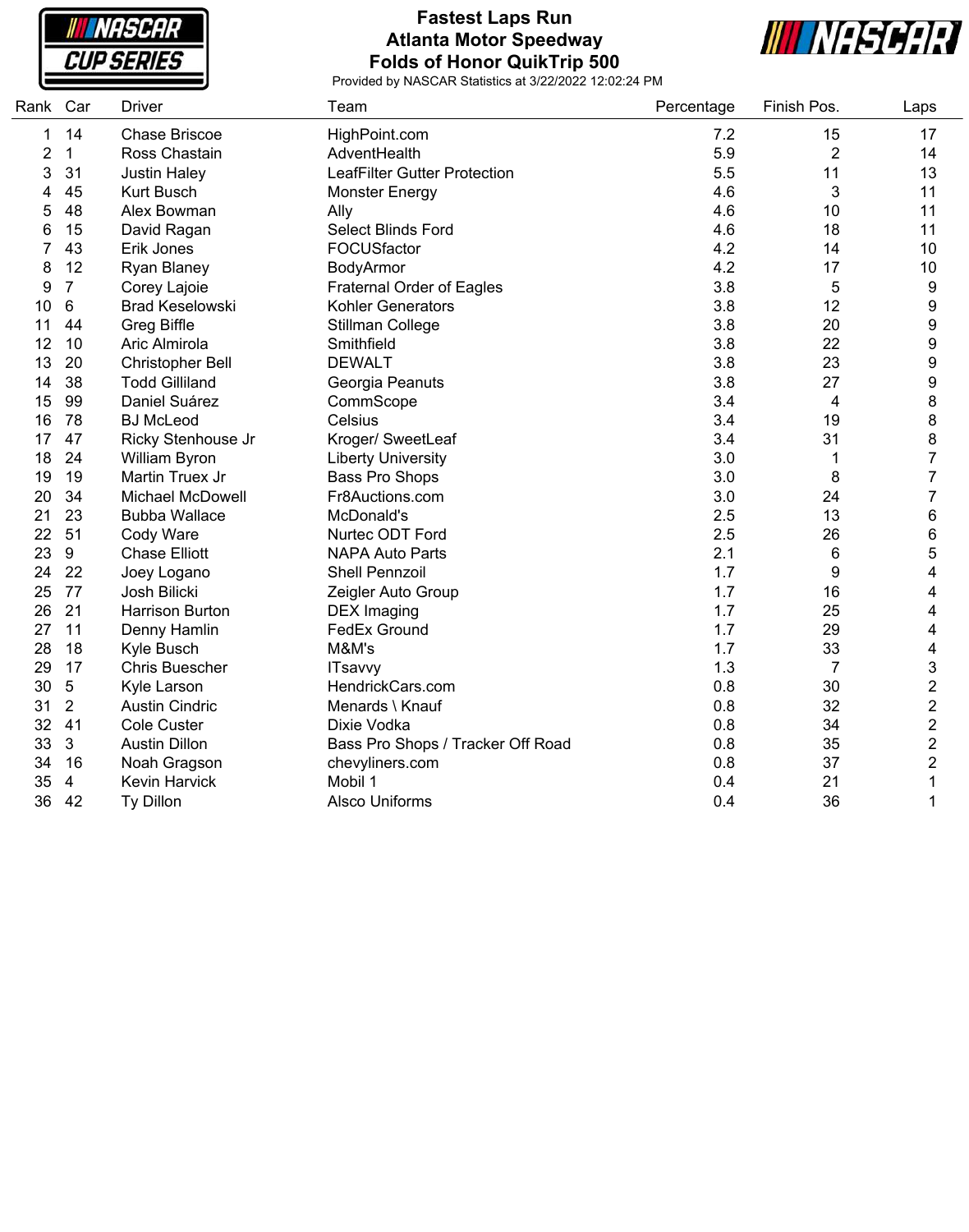# Fastest Laps Run
## Atlanta Motor Speedway
## Folds of Honor QuikTrip 500

Provided by NASCAR Statistics at 3/22/2022 12:02:24 PM

| Rank | Car | Driver | Team | Percentage | Finish Pos. | Laps |
|---|---|---|---|---|---|---|
| 1 | 14 | Chase Briscoe | HighPoint.com | 7.2 | 15 | 17 |
| 2 | 1 | Ross Chastain | AdventHealth | 5.9 | 2 | 14 |
| 3 | 31 | Justin Haley | LeafFilter Gutter Protection | 5.5 | 11 | 13 |
| 4 | 45 | Kurt Busch | Monster Energy | 4.6 | 3 | 11 |
| 5 | 48 | Alex Bowman | Ally | 4.6 | 10 | 11 |
| 6 | 15 | David Ragan | Select Blinds Ford | 4.6 | 18 | 11 |
| 7 | 43 | Erik Jones | FOCUSfactor | 4.2 | 14 | 10 |
| 8 | 12 | Ryan Blaney | BodyArmor | 4.2 | 17 | 10 |
| 9 | 7 | Corey Lajoie | Fraternal Order of Eagles | 3.8 | 5 | 9 |
| 10 | 6 | Brad Keselowski | Kohler Generators | 3.8 | 12 | 9 |
| 11 | 44 | Greg Biffle | Stillman College | 3.8 | 20 | 9 |
| 12 | 10 | Aric Almirola | Smithfield | 3.8 | 22 | 9 |
| 13 | 20 | Christopher Bell | DEWALT | 3.8 | 23 | 9 |
| 14 | 38 | Todd Gilliland | Georgia Peanuts | 3.8 | 27 | 9 |
| 15 | 99 | Daniel Suárez | CommScope | 3.4 | 4 | 8 |
| 16 | 78 | BJ McLeod | Celsius | 3.4 | 19 | 8 |
| 17 | 47 | Ricky Stenhouse Jr | Kroger/ SweetLeaf | 3.4 | 31 | 8 |
| 18 | 24 | William Byron | Liberty University | 3.0 | 1 | 7 |
| 19 | 19 | Martin Truex Jr | Bass Pro Shops | 3.0 | 8 | 7 |
| 20 | 34 | Michael McDowell | Fr8Auctions.com | 3.0 | 24 | 7 |
| 21 | 23 | Bubba Wallace | McDonald's | 2.5 | 13 | 6 |
| 22 | 51 | Cody Ware | Nurtec ODT Ford | 2.5 | 26 | 6 |
| 23 | 9 | Chase Elliott | NAPA Auto Parts | 2.1 | 6 | 5 |
| 24 | 22 | Joey Logano | Shell Pennzoil | 1.7 | 9 | 4 |
| 25 | 77 | Josh Bilicki | Zeigler Auto Group | 1.7 | 16 | 4 |
| 26 | 21 | Harrison Burton | DEX Imaging | 1.7 | 25 | 4 |
| 27 | 11 | Denny Hamlin | FedEx Ground | 1.7 | 29 | 4 |
| 28 | 18 | Kyle Busch | M&M's | 1.7 | 33 | 4 |
| 29 | 17 | Chris Buescher | ITsavvy | 1.3 | 7 | 3 |
| 30 | 5 | Kyle Larson | HendrickCars.com | 0.8 | 30 | 2 |
| 31 | 2 | Austin Cindric | Menards \ Knauf | 0.8 | 32 | 2 |
| 32 | 41 | Cole Custer | Dixie Vodka | 0.8 | 34 | 2 |
| 33 | 3 | Austin Dillon | Bass Pro Shops / Tracker Off Road | 0.8 | 35 | 2 |
| 34 | 16 | Noah Gragson | chevyliners.com | 0.8 | 37 | 2 |
| 35 | 4 | Kevin Harvick | Mobil 1 | 0.4 | 21 | 1 |
| 36 | 42 | Ty Dillon | Alsco Uniforms | 0.4 | 36 | 1 |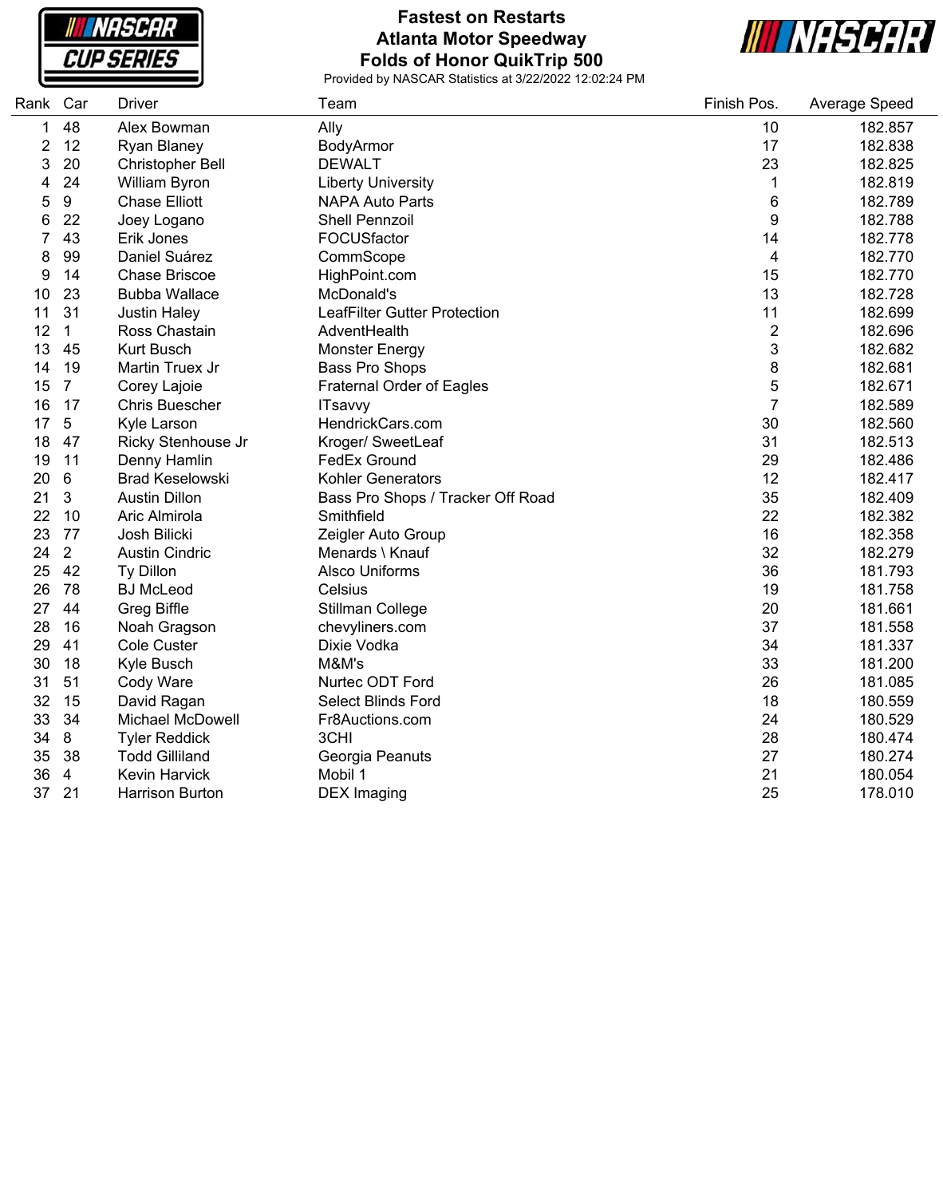# Fastest on Restarts
## Atlanta Motor Speedway
## Folds of Honor QuikTrip 500

Provided by NASCAR Statistics at 3/22/2022 12:02:24 PM

| Rank | Car | Driver | Team | Finish Pos. | Average Speed |
|---|---|---|---|---|---|
| 1 | 48 | Alex Bowman | Ally | 10 | 182.857 |
| 2 | 12 | Ryan Blaney | BodyArmor | 17 | 182.838 |
| 3 | 20 | Christopher Bell | DEWALT | 23 | 182.825 |
| 4 | 24 | William Byron | Liberty University | 1 | 182.819 |
| 5 | 9 | Chase Elliott | NAPA Auto Parts | 6 | 182.789 |
| 6 | 22 | Joey Logano | Shell Pennzoil | 9 | 182.788 |
| 7 | 43 | Erik Jones | FOCUSfactor | 14 | 182.778 |
| 8 | 99 | Daniel Suárez | CommScope | 4 | 182.770 |
| 9 | 14 | Chase Briscoe | HighPoint.com | 15 | 182.770 |
| 10 | 23 | Bubba Wallace | McDonald's | 13 | 182.728 |
| 11 | 31 | Justin Haley | LeafFilter Gutter Protection | 11 | 182.699 |
| 12 | 1 | Ross Chastain | AdventHealth | 2 | 182.696 |
| 13 | 45 | Kurt Busch | Monster Energy | 3 | 182.682 |
| 14 | 19 | Martin Truex Jr | Bass Pro Shops | 8 | 182.681 |
| 15 | 7 | Corey Lajoie | Fraternal Order of Eagles | 5 | 182.671 |
| 16 | 17 | Chris Buescher | ITsavvy | 7 | 182.589 |
| 17 | 5 | Kyle Larson | HendrickCars.com | 30 | 182.560 |
| 18 | 47 | Ricky Stenhouse Jr | Kroger/ SweetLeaf | 31 | 182.513 |
| 19 | 11 | Denny Hamlin | FedEx Ground | 29 | 182.486 |
| 20 | 6 | Brad Keselowski | Kohler Generators | 12 | 182.417 |
| 21 | 3 | Austin Dillon | Bass Pro Shops / Tracker Off Road | 35 | 182.409 |
| 22 | 10 | Aric Almirola | Smithfield | 22 | 182.382 |
| 23 | 77 | Josh Bilicki | Zeigler Auto Group | 16 | 182.358 |
| 24 | 2 | Austin Cindric | Menards \ Knauf | 32 | 182.279 |
| 25 | 42 | Ty Dillon | Alsco Uniforms | 36 | 181.793 |
| 26 | 78 | BJ McLeod | Celsius | 19 | 181.758 |
| 27 | 44 | Greg Biffle | Stillman College | 20 | 181.661 |
| 28 | 16 | Noah Gragson | chevyliners.com | 37 | 181.558 |
| 29 | 41 | Cole Custer | Dixie Vodka | 34 | 181.337 |
| 30 | 18 | Kyle Busch | M&M's | 33 | 181.200 |
| 31 | 51 | Cody Ware | Nurtec ODT Ford | 26 | 181.085 |
| 32 | 15 | David Ragan | Select Blinds Ford | 18 | 180.559 |
| 33 | 34 | Michael McDowell | Fr8Auctions.com | 24 | 180.529 |
| 34 | 8 | Tyler Reddick | 3CHI | 28 | 180.474 |
| 35 | 38 | Todd Gilliland | Georgia Peanuts | 27 | 180.274 |
| 36 | 4 | Kevin Harvick | Mobil 1 | 21 | 180.054 |
| 37 | 21 | Harrison Burton | DEX Imaging | 25 | 178.010 |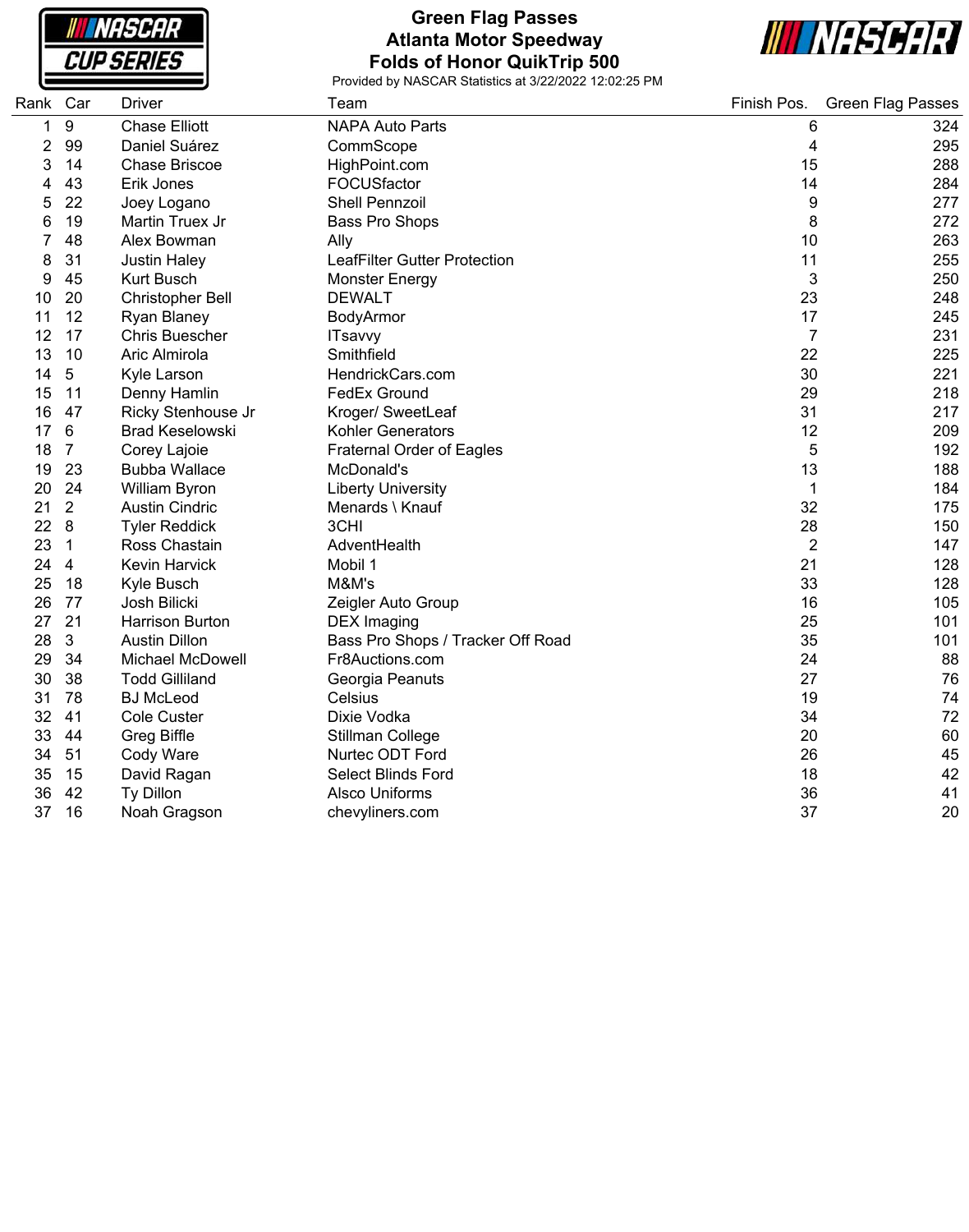# Green Flag Passes
## Atlanta Motor Speedway
## Folds of Honor QuikTrip 500

Provided by NASCAR Statistics at 3/22/2022 12:02:25 PM

| Rank | Car | Driver | Team | Finish Pos. | Green Flag Passes |
|---|---|---|---|---|---|
| 1 | 9 | Chase Elliott | NAPA Auto Parts | 6 | 324 |
| 2 | 99 | Daniel Suárez | CommScope | 4 | 295 |
| 3 | 14 | Chase Briscoe | HighPoint.com | 15 | 288 |
| 4 | 43 | Erik Jones | FOCUSfactor | 14 | 284 |
| 5 | 22 | Joey Logano | Shell Pennzoil | 9 | 277 |
| 6 | 19 | Martin Truex Jr | Bass Pro Shops | 8 | 272 |
| 7 | 48 | Alex Bowman | Ally | 10 | 263 |
| 8 | 31 | Justin Haley | LeafFilter Gutter Protection | 11 | 255 |
| 9 | 45 | Kurt Busch | Monster Energy | 3 | 250 |
| 10 | 20 | Christopher Bell | DEWALT | 23 | 248 |
| 11 | 12 | Ryan Blaney | BodyArmor | 17 | 245 |
| 12 | 17 | Chris Buescher | ITsavvy | 7 | 231 |
| 13 | 10 | Aric Almirola | Smithfield | 22 | 225 |
| 14 | 5 | Kyle Larson | HendrickCars.com | 30 | 221 |
| 15 | 11 | Denny Hamlin | FedEx Ground | 29 | 218 |
| 16 | 47 | Ricky Stenhouse Jr | Kroger/ SweetLeaf | 31 | 217 |
| 17 | 6 | Brad Keselowski | Kohler Generators | 12 | 209 |
| 18 | 7 | Corey Lajoie | Fraternal Order of Eagles | 5 | 192 |
| 19 | 23 | Bubba Wallace | McDonald's | 13 | 188 |
| 20 | 24 | William Byron | Liberty University | 1 | 184 |
| 21 | 2 | Austin Cindric | Menards \ Knauf | 32 | 175 |
| 22 | 8 | Tyler Reddick | 3CHI | 28 | 150 |
| 23 | 1 | Ross Chastain | AdventHealth | 2 | 147 |
| 24 | 4 | Kevin Harvick | Mobil 1 | 21 | 128 |
| 25 | 18 | Kyle Busch | M&M's | 33 | 128 |
| 26 | 77 | Josh Bilicki | Zeigler Auto Group | 16 | 105 |
| 27 | 21 | Harrison Burton | DEX Imaging | 25 | 101 |
| 28 | 3 | Austin Dillon | Bass Pro Shops / Tracker Off Road | 35 | 101 |
| 29 | 34 | Michael McDowell | Fr8Auctions.com | 24 | 88 |
| 30 | 38 | Todd Gilliland | Georgia Peanuts | 27 | 76 |
| 31 | 78 | BJ McLeod | Celsius | 19 | 74 |
| 32 | 41 | Cole Custer | Dixie Vodka | 34 | 72 |
| 33 | 44 | Greg Biffle | Stillman College | 20 | 60 |
| 34 | 51 | Cody Ware | Nurtec ODT Ford | 26 | 45 |
| 35 | 15 | David Ragan | Select Blinds Ford | 18 | 42 |
| 36 | 42 | Ty Dillon | Alsco Uniforms | 36 | 41 |
| 37 | 16 | Noah Gragson | chevyliners.com | 37 | 20 |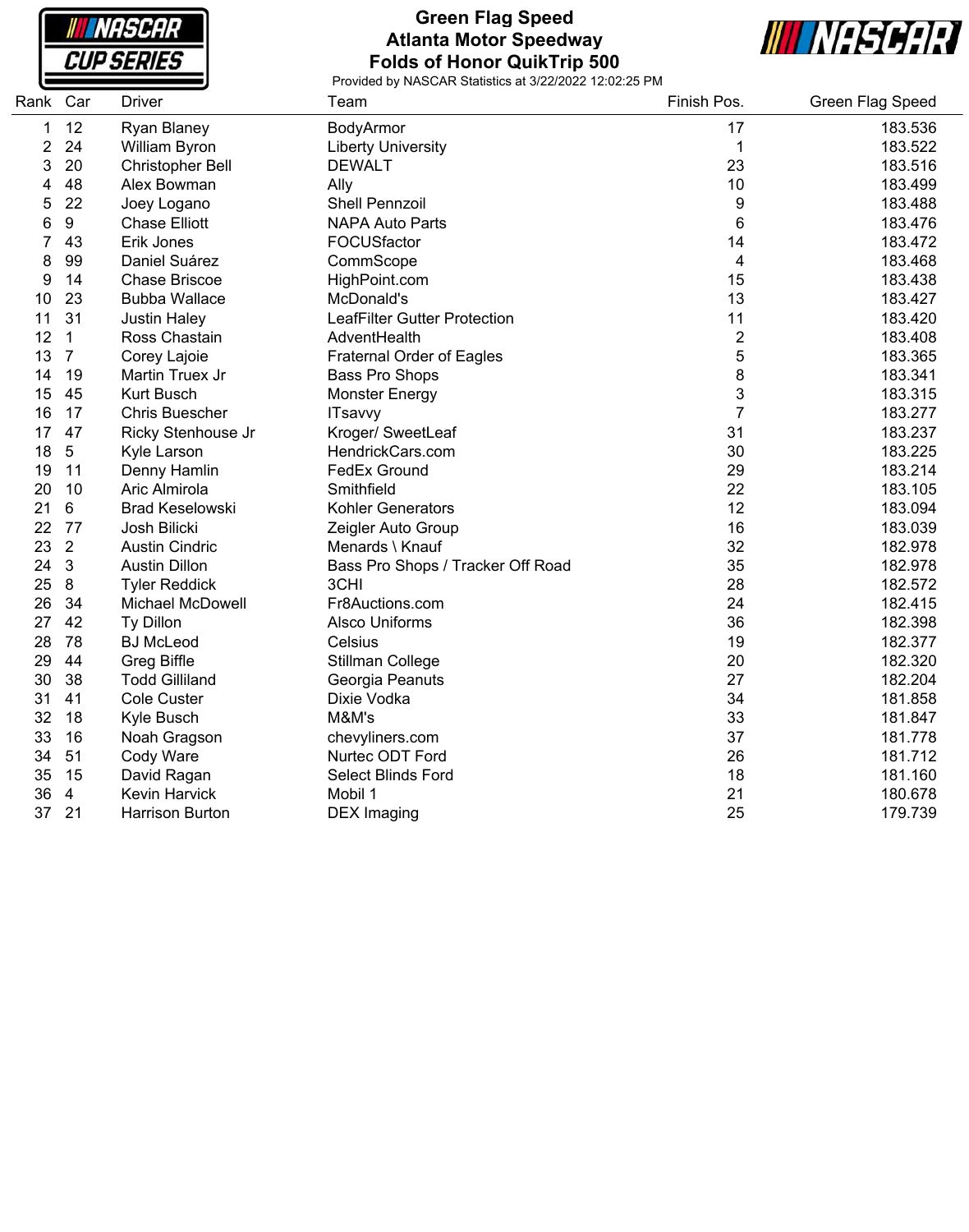# Green Flag Speed
## Atlanta Motor Speedway
## Folds of Honor QuikTrip 500

Provided by NASCAR Statistics at 3/22/2022 12:02:25 PM

| Rank | Car | Driver | Team | Finish Pos. | Green Flag Speed |
|---|---|---|---|---|---|
| 1 | 12 | Ryan Blaney | BodyArmor | 17 | 183.536 |
| 2 | 24 | William Byron | Liberty University | 1 | 183.522 |
| 3 | 20 | Christopher Bell | DEWALT | 23 | 183.516 |
| 4 | 48 | Alex Bowman | Ally | 10 | 183.499 |
| 5 | 22 | Joey Logano | Shell Pennzoil | 9 | 183.488 |
| 6 | 9 | Chase Elliott | NAPA Auto Parts | 6 | 183.476 |
| 7 | 43 | Erik Jones | FOCUSfactor | 14 | 183.472 |
| 8 | 99 | Daniel Suárez | CommScope | 4 | 183.468 |
| 9 | 14 | Chase Briscoe | HighPoint.com | 15 | 183.438 |
| 10 | 23 | Bubba Wallace | McDonald's | 13 | 183.427 |
| 11 | 31 | Justin Haley | LeafFilter Gutter Protection | 11 | 183.420 |
| 12 | 1 | Ross Chastain | AdventHealth | 2 | 183.408 |
| 13 | 7 | Corey Lajoie | Fraternal Order of Eagles | 5 | 183.365 |
| 14 | 19 | Martin Truex Jr | Bass Pro Shops | 8 | 183.341 |
| 15 | 45 | Kurt Busch | Monster Energy | 3 | 183.315 |
| 16 | 17 | Chris Buescher | ITsavvy | 7 | 183.277 |
| 17 | 47 | Ricky Stenhouse Jr | Kroger/ SweetLeaf | 31 | 183.237 |
| 18 | 5 | Kyle Larson | HendrickCars.com | 30 | 183.225 |
| 19 | 11 | Denny Hamlin | FedEx Ground | 29 | 183.214 |
| 20 | 10 | Aric Almirola | Smithfield | 22 | 183.105 |
| 21 | 6 | Brad Keselowski | Kohler Generators | 12 | 183.094 |
| 22 | 77 | Josh Bilicki | Zeigler Auto Group | 16 | 183.039 |
| 23 | 2 | Austin Cindric | Menards \ Knauf | 32 | 182.978 |
| 24 | 3 | Austin Dillon | Bass Pro Shops / Tracker Off Road | 35 | 182.978 |
| 25 | 8 | Tyler Reddick | 3CHI | 28 | 182.572 |
| 26 | 34 | Michael McDowell | Fr8Auctions.com | 24 | 182.415 |
| 27 | 42 | Ty Dillon | Alsco Uniforms | 36 | 182.398 |
| 28 | 78 | BJ McLeod | Celsius | 19 | 182.377 |
| 29 | 44 | Greg Biffle | Stillman College | 20 | 182.320 |
| 30 | 38 | Todd Gilliland | Georgia Peanuts | 27 | 182.204 |
| 31 | 41 | Cole Custer | Dixie Vodka | 34 | 181.858 |
| 32 | 18 | Kyle Busch | M&M's | 33 | 181.847 |
| 33 | 16 | Noah Gragson | chevyliners.com | 37 | 181.778 |
| 34 | 51 | Cody Ware | Nurtec ODT Ford | 26 | 181.712 |
| 35 | 15 | David Ragan | Select Blinds Ford | 18 | 181.160 |
| 36 | 4 | Kevin Harvick | Mobil 1 | 21 | 180.678 |
| 37 | 21 | Harrison Burton | DEX Imaging | 25 | 179.739 |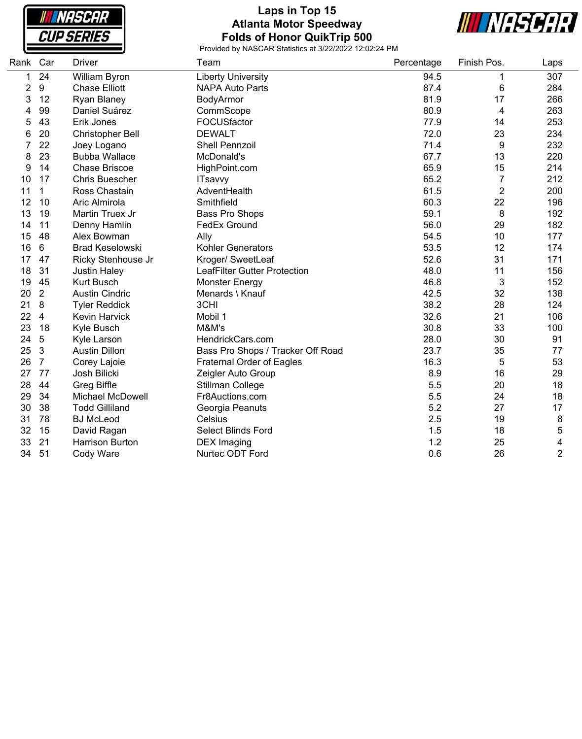# Laps in Top 15
## Atlanta Motor Speedway
## Folds of Honor QuikTrip 500

Provided by NASCAR Statistics at 3/22/2022 12:02:24 PM

| Rank | Car | Driver | Team | Percentage | Finish Pos. | Laps |
|---|---|---|---|---|---|---|
| 1 | 24 | William Byron | Liberty University | 94.5 | 1 | 307 |
| 2 | 9 | Chase Elliott | NAPA Auto Parts | 87.4 | 6 | 284 |
| 3 | 12 | Ryan Blaney | BodyArmor | 81.9 | 17 | 266 |
| 4 | 99 | Daniel Suárez | CommScope | 80.9 | 4 | 263 |
| 5 | 43 | Erik Jones | FOCUSfactor | 77.9 | 14 | 253 |
| 6 | 20 | Christopher Bell | DEWALT | 72.0 | 23 | 234 |
| 7 | 22 | Joey Logano | Shell Pennzoil | 71.4 | 9 | 232 |
| 8 | 23 | Bubba Wallace | McDonald's | 67.7 | 13 | 220 |
| 9 | 14 | Chase Briscoe | HighPoint.com | 65.9 | 15 | 214 |
| 10 | 17 | Chris Buescher | ITsavvy | 65.2 | 7 | 212 |
| 11 | 1 | Ross Chastain | AdventHealth | 61.5 | 2 | 200 |
| 12 | 10 | Aric Almirola | Smithfield | 60.3 | 22 | 196 |
| 13 | 19 | Martin Truex Jr | Bass Pro Shops | 59.1 | 8 | 192 |
| 14 | 11 | Denny Hamlin | FedEx Ground | 56.0 | 29 | 182 |
| 15 | 48 | Alex Bowman | Ally | 54.5 | 10 | 177 |
| 16 | 6 | Brad Keselowski | Kohler Generators | 53.5 | 12 | 174 |
| 17 | 47 | Ricky Stenhouse Jr | Kroger/ SweetLeaf | 52.6 | 31 | 171 |
| 18 | 31 | Justin Haley | LeafFilter Gutter Protection | 48.0 | 11 | 156 |
| 19 | 45 | Kurt Busch | Monster Energy | 46.8 | 3 | 152 |
| 20 | 2 | Austin Cindric | Menards \ Knauf | 42.5 | 32 | 138 |
| 21 | 8 | Tyler Reddick | 3CHI | 38.2 | 28 | 124 |
| 22 | 4 | Kevin Harvick | Mobil 1 | 32.6 | 21 | 106 |
| 23 | 18 | Kyle Busch | M&M's | 30.8 | 33 | 100 |
| 24 | 5 | Kyle Larson | HendrickCars.com | 28.0 | 30 | 91 |
| 25 | 3 | Austin Dillon | Bass Pro Shops / Tracker Off Road | 23.7 | 35 | 77 |
| 26 | 7 | Corey Lajoie | Fraternal Order of Eagles | 16.3 | 5 | 53 |
| 27 | 77 | Josh Bilicki | Zeigler Auto Group | 8.9 | 16 | 29 |
| 28 | 44 | Greg Biffle | Stillman College | 5.5 | 20 | 18 |
| 29 | 34 | Michael McDowell | Fr8Auctions.com | 5.5 | 24 | 18 |
| 30 | 38 | Todd Gilliland | Georgia Peanuts | 5.2 | 27 | 17 |
| 31 | 78 | BJ McLeod | Celsius | 2.5 | 19 | 8 |
| 32 | 15 | David Ragan | Select Blinds Ford | 1.5 | 18 | 5 |
| 33 | 21 | Harrison Burton | DEX Imaging | 1.2 | 25 | 4 |
| 34 | 51 | Cody Ware | Nurtec ODT Ford | 0.6 | 26 | 2 |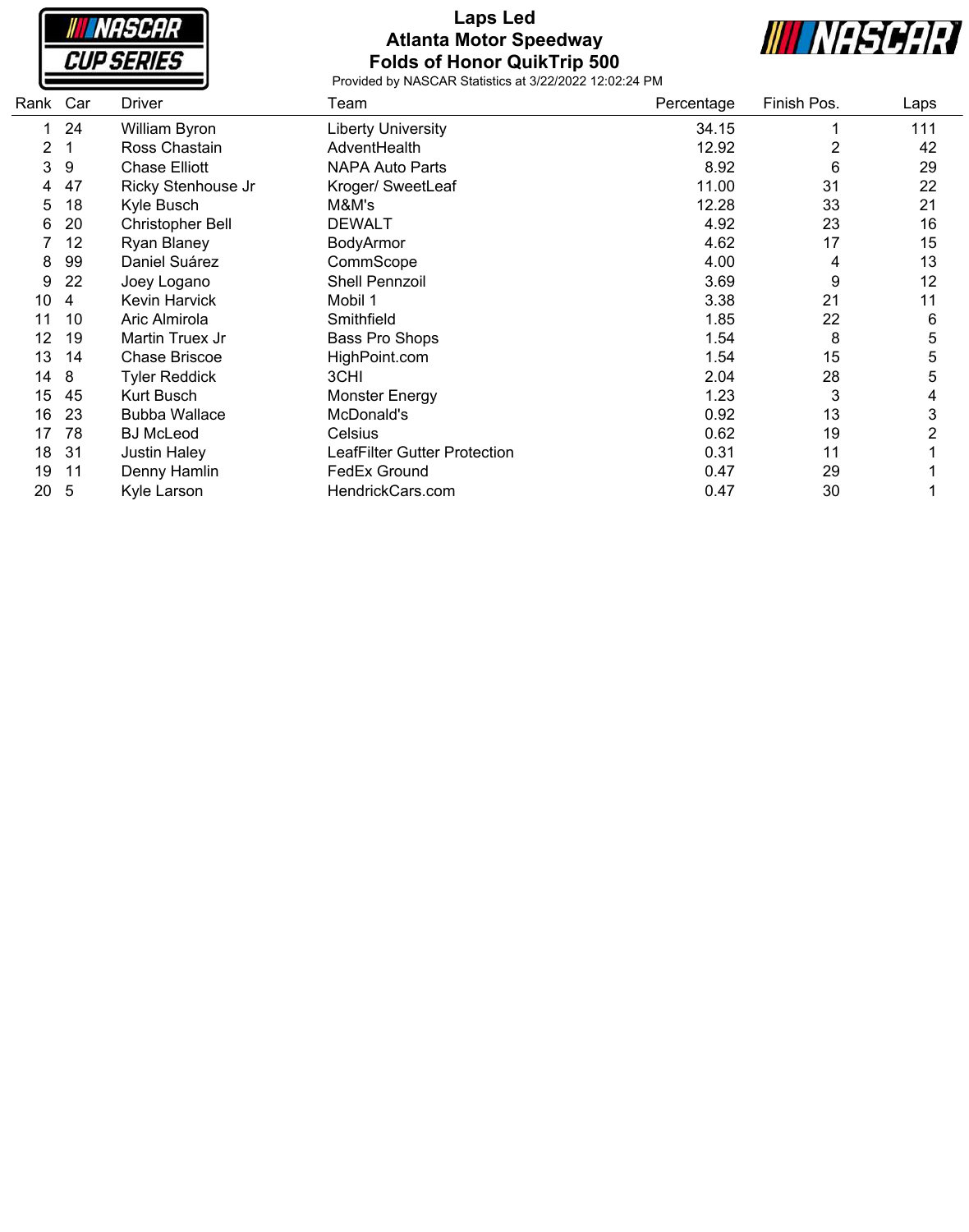# Laps Led
## Atlanta Motor Speedway
## Folds of Honor QuikTrip 500

Provided by NASCAR Statistics at 3/22/2022 12:02:24 PM

| Rank | Car | Driver | Team | Percentage | Finish Pos. | Laps |
|---|---|---|---|---|---|---|
| 1 | 24 | William Byron | Liberty University | 34.15 | 1 | 111 |
| 2 | 1 | Ross Chastain | AdventHealth | 12.92 | 2 | 42 |
| 3 | 9 | Chase Elliott | NAPA Auto Parts | 8.92 | 6 | 29 |
| 4 | 47 | Ricky Stenhouse Jr | Kroger/ SweetLeaf | 11.00 | 31 | 22 |
| 5 | 18 | Kyle Busch | M&M's | 12.28 | 33 | 21 |
| 6 | 20 | Christopher Bell | DEWALT | 4.92 | 23 | 16 |
| 7 | 12 | Ryan Blaney | BodyArmor | 4.62 | 17 | 15 |
| 8 | 99 | Daniel Suárez | CommScope | 4.00 | 4 | 13 |
| 9 | 22 | Joey Logano | Shell Pennzoil | 3.69 | 9 | 12 |
| 10 | 4 | Kevin Harvick | Mobil 1 | 3.38 | 21 | 11 |
| 11 | 10 | Aric Almirola | Smithfield | 1.85 | 22 | 6 |
| 12 | 19 | Martin Truex Jr | Bass Pro Shops | 1.54 | 8 | 5 |
| 13 | 14 | Chase Briscoe | HighPoint.com | 1.54 | 15 | 5 |
| 14 | 8 | Tyler Reddick | 3CHI | 2.04 | 28 | 5 |
| 15 | 45 | Kurt Busch | Monster Energy | 1.23 | 3 | 4 |
| 16 | 23 | Bubba Wallace | McDonald's | 0.92 | 13 | 3 |
| 17 | 78 | BJ McLeod | Celsius | 0.62 | 19 | 2 |
| 18 | 31 | Justin Haley | LeafFilter Gutter Protection | 0.31 | 11 | 1 |
| 19 | 11 | Denny Hamlin | FedEx Ground | 0.47 | 29 | 1 |
| 20 | 5 | Kyle Larson | HendrickCars.com | 0.47 | 30 | 1 |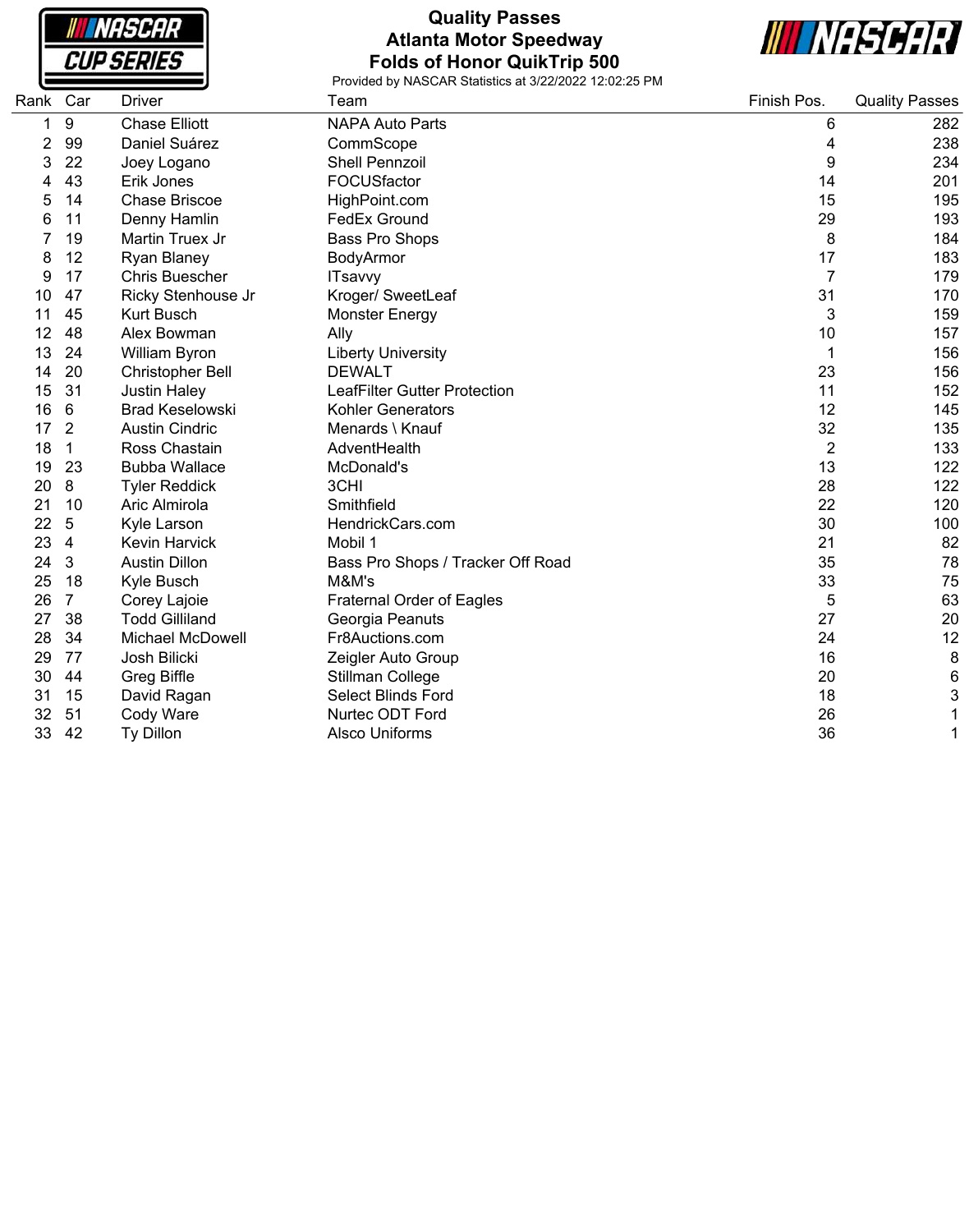# Quality Passes
## Atlanta Motor Speedway
## Folds of Honor QuikTrip 500

Provided by NASCAR Statistics at 3/22/2022 12:02:25 PM

| Rank | Car | Driver | Team | Finish Pos. | Quality Passes |
|---|---|---|---|---|---|
| 1 | 9 | Chase Elliott | NAPA Auto Parts | 6 | 282 |
| 2 | 99 | Daniel Suárez | CommScope | 4 | 238 |
| 3 | 22 | Joey Logano | Shell Pennzoil | 9 | 234 |
| 4 | 43 | Erik Jones | FOCUSfactor | 14 | 201 |
| 5 | 14 | Chase Briscoe | HighPoint.com | 15 | 195 |
| 6 | 11 | Denny Hamlin | FedEx Ground | 29 | 193 |
| 7 | 19 | Martin Truex Jr | Bass Pro Shops | 8 | 184 |
| 8 | 12 | Ryan Blaney | BodyArmor | 17 | 183 |
| 9 | 17 | Chris Buescher | ITsavvy | 7 | 179 |
| 10 | 47 | Ricky Stenhouse Jr | Kroger/ SweetLeaf | 31 | 170 |
| 11 | 45 | Kurt Busch | Monster Energy | 3 | 159 |
| 12 | 48 | Alex Bowman | Ally | 10 | 157 |
| 13 | 24 | William Byron | Liberty University | 1 | 156 |
| 14 | 20 | Christopher Bell | DEWALT | 23 | 156 |
| 15 | 31 | Justin Haley | LeafFilter Gutter Protection | 11 | 152 |
| 16 | 6 | Brad Keselowski | Kohler Generators | 12 | 145 |
| 17 | 2 | Austin Cindric | Menards \ Knauf | 32 | 135 |
| 18 | 1 | Ross Chastain | AdventHealth | 2 | 133 |
| 19 | 23 | Bubba Wallace | McDonald's | 13 | 122 |
| 20 | 8 | Tyler Reddick | 3CHI | 28 | 122 |
| 21 | 10 | Aric Almirola | Smithfield | 22 | 120 |
| 22 | 5 | Kyle Larson | HendrickCars.com | 30 | 100 |
| 23 | 4 | Kevin Harvick | Mobil 1 | 21 | 82 |
| 24 | 3 | Austin Dillon | Bass Pro Shops / Tracker Off Road | 35 | 78 |
| 25 | 18 | Kyle Busch | M&M's | 33 | 75 |
| 26 | 7 | Corey Lajoie | Fraternal Order of Eagles | 5 | 63 |
| 27 | 38 | Todd Gilliland | Georgia Peanuts | 27 | 20 |
| 28 | 34 | Michael McDowell | Fr8Auctions.com | 24 | 12 |
| 29 | 77 | Josh Bilicki | Zeigler Auto Group | 16 | 8 |
| 30 | 44 | Greg Biffle | Stillman College | 20 | 6 |
| 31 | 15 | David Ragan | Select Blinds Ford | 18 | 3 |
| 32 | 51 | Cody Ware | Nurtec ODT Ford | 26 | 1 |
| 33 | 42 | Ty Dillon | Alsco Uniforms | 36 | 1 |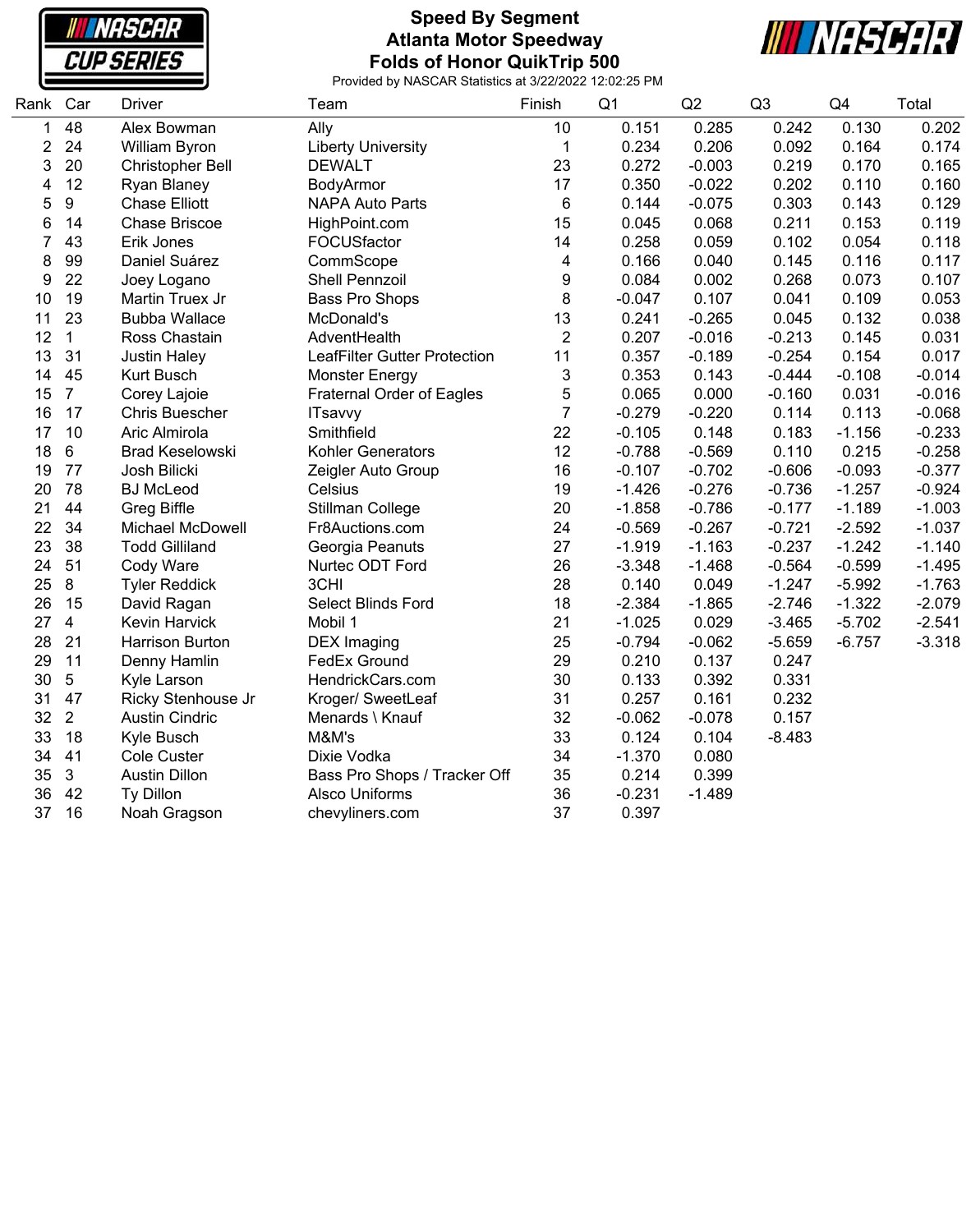# Speed By Segment
## Atlanta Motor Speedway
## Folds of Honor QuikTrip 500

Provided by NASCAR Statistics at 3/22/2022 12:02:25 PM

| Rank | Car | Driver | Team | Finish | Q1 | Q2 | Q3 | Q4 | Total |
|---|---|---|---|---|---|---|---|---|---|
| 1 | 48 | Alex Bowman | Ally | 10 | 0.151 | 0.285 | 0.242 | 0.130 | 0.202 |
| 2 | 24 | William Byron | Liberty University | 1 | 0.234 | 0.206 | 0.092 | 0.164 | 0.174 |
| 3 | 20 | Christopher Bell | DEWALT | 23 | 0.272 | -0.003 | 0.219 | 0.170 | 0.165 |
| 4 | 12 | Ryan Blaney | BodyArmor | 17 | 0.350 | -0.022 | 0.202 | 0.110 | 0.160 |
| 5 | 9 | Chase Elliott | NAPA Auto Parts | 6 | 0.144 | -0.075 | 0.303 | 0.143 | 0.129 |
| 6 | 14 | Chase Briscoe | HighPoint.com | 15 | 0.045 | 0.068 | 0.211 | 0.153 | 0.119 |
| 7 | 43 | Erik Jones | FOCUSfactor | 14 | 0.258 | 0.059 | 0.102 | 0.054 | 0.118 |
| 8 | 99 | Daniel Suárez | CommScope | 4 | 0.166 | 0.040 | 0.145 | 0.116 | 0.117 |
| 9 | 22 | Joey Logano | Shell Pennzoil | 9 | 0.084 | 0.002 | 0.268 | 0.073 | 0.107 |
| 10 | 19 | Martin Truex Jr | Bass Pro Shops | 8 | -0.047 | 0.107 | 0.041 | 0.109 | 0.053 |
| 11 | 23 | Bubba Wallace | McDonald's | 13 | 0.241 | -0.265 | 0.045 | 0.132 | 0.038 |
| 12 | 1 | Ross Chastain | AdventHealth | 2 | 0.207 | -0.016 | -0.213 | 0.145 | 0.031 |
| 13 | 31 | Justin Haley | LeafFilter Gutter Protection | 11 | 0.357 | -0.189 | -0.254 | 0.154 | 0.017 |
| 14 | 45 | Kurt Busch | Monster Energy | 3 | 0.353 | 0.143 | -0.444 | -0.108 | -0.014 |
| 15 | 7 | Corey Lajoie | Fraternal Order of Eagles | 5 | 0.065 | 0.000 | -0.160 | 0.031 | -0.016 |
| 16 | 17 | Chris Buescher | ITsavvy | 7 | -0.279 | -0.220 | 0.114 | 0.113 | -0.068 |
| 17 | 10 | Aric Almirola | Smithfield | 22 | -0.105 | 0.148 | 0.183 | -1.156 | -0.233 |
| 18 | 6 | Brad Keselowski | Kohler Generators | 12 | -0.788 | -0.569 | 0.110 | 0.215 | -0.258 |
| 19 | 77 | Josh Bilicki | Zeigler Auto Group | 16 | -0.107 | -0.702 | -0.606 | -0.093 | -0.377 |
| 20 | 78 | BJ McLeod | Celsius | 19 | -1.426 | -0.276 | -0.736 | -1.257 | -0.924 |
| 21 | 44 | Greg Biffle | Stillman College | 20 | -1.858 | -0.786 | -0.177 | -1.189 | -1.003 |
| 22 | 34 | Michael McDowell | Fr8Auctions.com | 24 | -0.569 | -0.267 | -0.721 | -2.592 | -1.037 |
| 23 | 38 | Todd Gilliland | Georgia Peanuts | 27 | -1.919 | -1.163 | -0.237 | -1.242 | -1.140 |
| 24 | 51 | Cody Ware | Nurtec ODT Ford | 26 | -3.348 | -1.468 | -0.564 | -0.599 | -1.495 |
| 25 | 8 | Tyler Reddick | 3CHI | 28 | 0.140 | 0.049 | -1.247 | -5.992 | -1.763 |
| 26 | 15 | David Ragan | Select Blinds Ford | 18 | -2.384 | -1.865 | -2.746 | -1.322 | -2.079 |
| 27 | 4 | Kevin Harvick | Mobil 1 | 21 | -1.025 | 0.029 | -3.465 | -5.702 | -2.541 |
| 28 | 21 | Harrison Burton | DEX Imaging | 25 | -0.794 | -0.062 | -5.659 | -6.757 | -3.318 |
| 29 | 11 | Denny Hamlin | FedEx Ground | 29 | 0.210 | 0.137 | 0.247 | | |
| 30 | 5 | Kyle Larson | HendrickCars.com | 30 | 0.133 | 0.392 | 0.331 | | |
| 31 | 47 | Ricky Stenhouse Jr | Kroger/ SweetLeaf | 31 | 0.257 | 0.161 | 0.232 | | |
| 32 | 2 | Austin Cindric | Menards \ Knauf | 32 | -0.062 | -0.078 | 0.157 | | |
| 33 | 18 | Kyle Busch | M&M's | 33 | 0.124 | 0.104 | -8.483 | | |
| 34 | 41 | Cole Custer | Dixie Vodka | 34 | -1.370 | 0.080 | | | |
| 35 | 3 | Austin Dillon | Bass Pro Shops / Tracker Off | 35 | 0.214 | 0.399 | | | |
| 36 | 42 | Ty Dillon | Alsco Uniforms | 36 | -0.231 | -1.489 | | | |
| 37 | 16 | Noah Gragson | chevyliners.com | 37 | 0.397 | | | | |